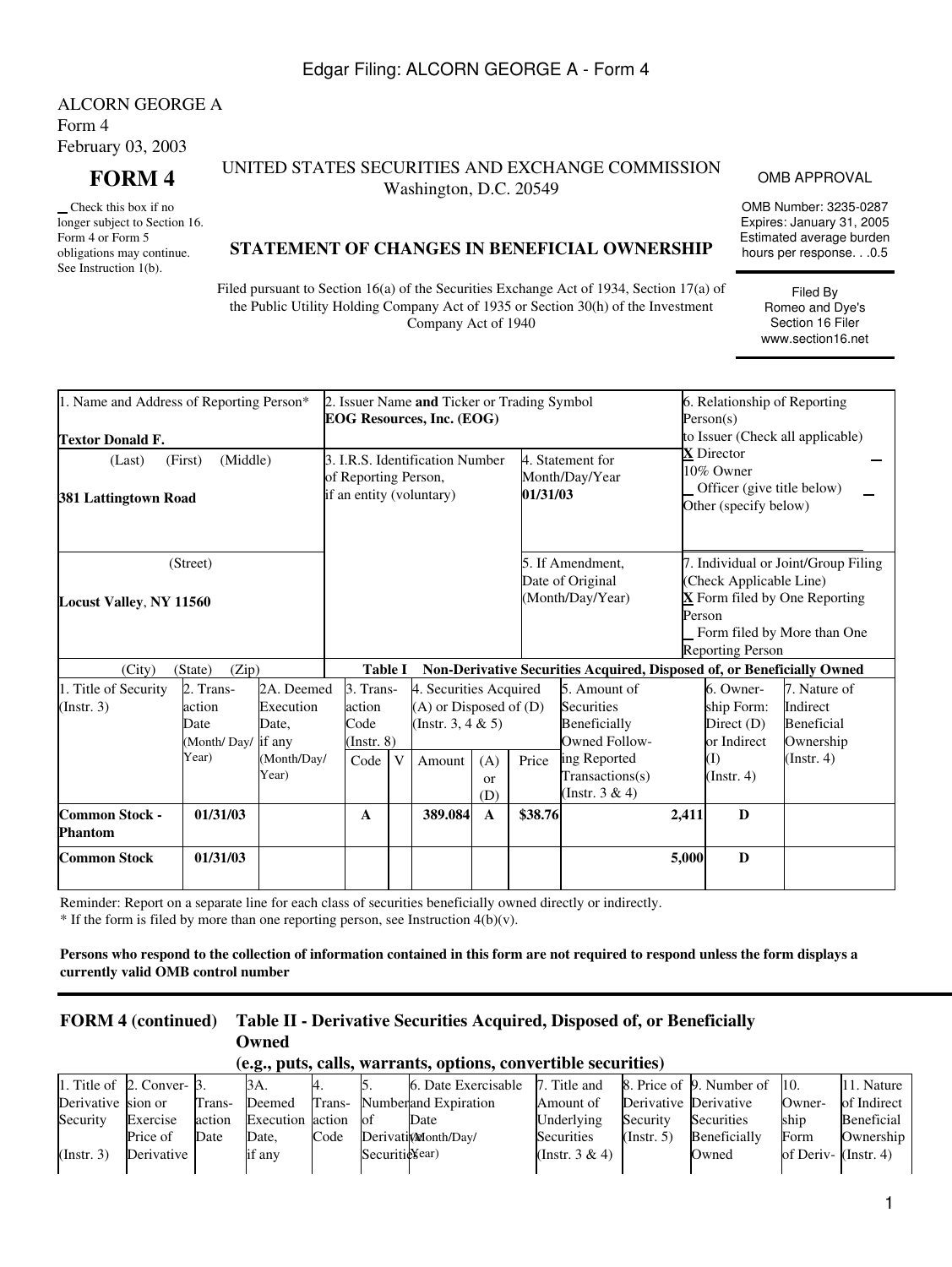ALCORN GEORGE A
Form 4
February 03, 2003

# FORM 4

_ Check this box if no longer subject to Section 16. Form 4 or Form 5 obligations may continue. See Instruction 1(b).

UNITED STATES SECURITIES AND EXCHANGE COMMISSION
Washington, D.C. 20549

## STATEMENT OF CHANGES IN BENEFICIAL OWNERSHIP

Filed pursuant to Section 16(a) of the Securities Exchange Act of 1934, Section 17(a) of the Public Utility Holding Company Act of 1935 or Section 30(h) of the Investment Company Act of 1940

OMB APPROVAL

OMB Number: 3235-0287
Expires: January 31, 2005
Estimated average burden hours per response. . .0.5

Filed By
Romeo and Dye's
Section 16 Filer
www.section16.net

| 1. Name and Address of Reporting Person* | 2. Issuer Name **and** Ticker or Trading Symbol | | 6. Relationship of Reporting Person(s) to Issuer (Check all applicable) |
|---|---|---|---|
| **Textor Donald F.** | **EOG Resources, Inc. (EOG)** | | |
| (Last) (First) (Middle) | 3. I.R.S. Identification Number of Reporting Person, if an entity (voluntary) | 4. Statement for Month/Day/Year | **X** Director _ 10% Owner _ Officer (give title below) _ Other (specify below) |
| **381 Lattingtown Road** | | **01/31/03** | |
| (Street) | | 5. If Amendment, Date of Original (Month/Day/Year) | 7. Individual or Joint/Group Filing (Check Applicable Line) **X** Form filed by One Reporting Person _ Form filed by More than One Reporting Person |
| **Locust Valley**, **NY 11560** | | | |
| (City) (State) (Zip) | | | |

**Table I Non-Derivative Securities Acquired, Disposed of, or Beneficially Owned**

| 1. Title of Security (Instr. 3) | 2. Transaction Date (Month/Day/Year) | 2A. Deemed Execution Date, if any (Month/Day/Year) | 3. Transaction Code (Instr. 8) | | 4. Securities Acquired (A) or Disposed of (D) (Instr. 3, 4 & 5) | | | 5. Amount of Securities Beneficially Owned Following Reported Transactions(s) (Instr. 3 & 4) | 6. Ownership Form: Direct (D) or Indirect (I) (Instr. 4) | 7. Nature of Indirect Beneficial Ownership (Instr. 4) |
|---|---|---|---|---|---|---|---|---|---|---|
| | | | Code | V | Amount | (A) or (D) | Price | | | |
| **Common Stock - Phantom** | **01/31/03** | | **A** | | **389.084** | **A** | **$38.76** | **2,411** | **D** | |
| **Common Stock** | **01/31/03** | | | | | | | **5,000** | **D** | |

Reminder: Report on a separate line for each class of securities beneficially owned directly or indirectly.
* If the form is filed by more than one reporting person, see Instruction 4(b)(v).

**Persons who respond to the collection of information contained in this form are not required to respond unless the form displays a currently valid OMB control number**

**FORM 4 (continued) Table II - Derivative Securities Acquired, Disposed of, or Beneficially Owned**
**(e.g., puts, calls, warrants, options, convertible securities)**

| 1. Title of Derivative Security (Instr. 3) | 2. Conversion or Exercise Price of Derivative | 3. Transaction Date | 3A. Deemed Execution Date, if any | 4. Transaction Code | 5. Number of Derivative Securities | 6. Date Exercisable and Expiration Date (Month/Day/Year) | 7. Title and Amount of Underlying Securities (Instr. 3 & 4) | 8. Price of Derivative Security (Instr. 5) | 9. Number of Derivative Securities Beneficially Owned | 10. Ownership Form of Deriv- | 11. Nature of Indirect Beneficial Ownership (Instr. 4) |
|---|---|---|---|---|---|---|---|---|---|---|---|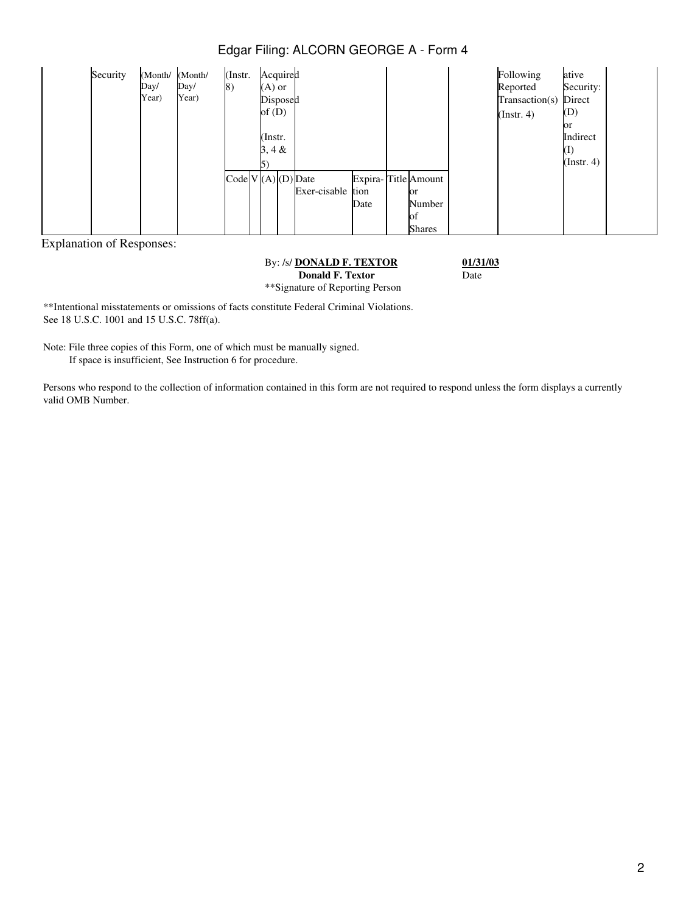| | Security | (Month/ Day/ Year) | (Month/ Day/ Year) | (Instr. 8) | | Acquired (A) or Disposed of (D) (Instr. 3, 4 & 5) | | | | | | | Following Reported Transaction(s) (Instr. 4) | ative Security: Direct (D) or Indirect (I) (Instr. 4) | |
|---|---|---|---|---|---|---|---|---|---|---|---|---|---|---|---|
| | | | | Code | V | (A) | (D) | Date Exer-cisable | Expira- tion Date | Title | Amount or Number of Shares | | | | |

Explanation of Responses:

By: /s/ **DONALD F. TEXTOR** — **Donald F. Textor**
**Signature of Reporting Person

**01/31/03**
Date

**Intentional misstatements or omissions of facts constitute Federal Criminal Violations.
See 18 U.S.C. 1001 and 15 U.S.C. 78ff(a).

Note: File three copies of this Form, one of which must be manually signed.
If space is insufficient, See Instruction 6 for procedure.

Persons who respond to the collection of information contained in this form are not required to respond unless the form displays a currently valid OMB Number.